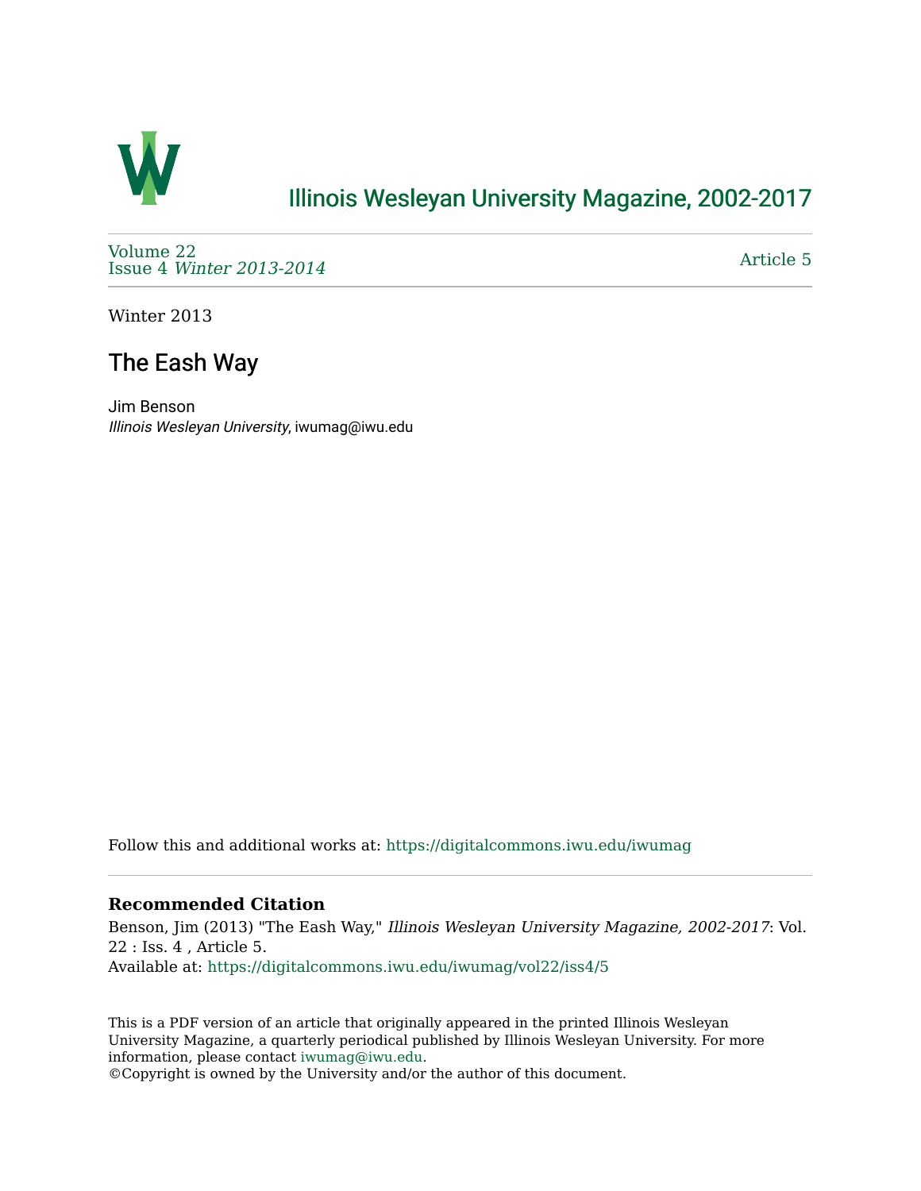# Illinois Wesleyan University Magazine, 2002-2017

Volume 22
Issue 4 *Winter 2013-2014*

Article 5

Winter 2013

## The Eash Way

Jim Benson
*Illinois Wesleyan University*, iwumag@iwu.edu

Follow this and additional works at: https://digitalcommons.iwu.edu/iwumag

### Recommended Citation

Benson, Jim (2013) "The Eash Way," *Illinois Wesleyan University Magazine, 2002-2017*: Vol. 22 : Iss. 4 , Article 5.
Available at: https://digitalcommons.iwu.edu/iwumag/vol22/iss4/5

This is a PDF version of an article that originally appeared in the printed Illinois Wesleyan University Magazine, a quarterly periodical published by Illinois Wesleyan University. For more information, please contact iwumag@iwu.edu.
©Copyright is owned by the University and/or the author of this document.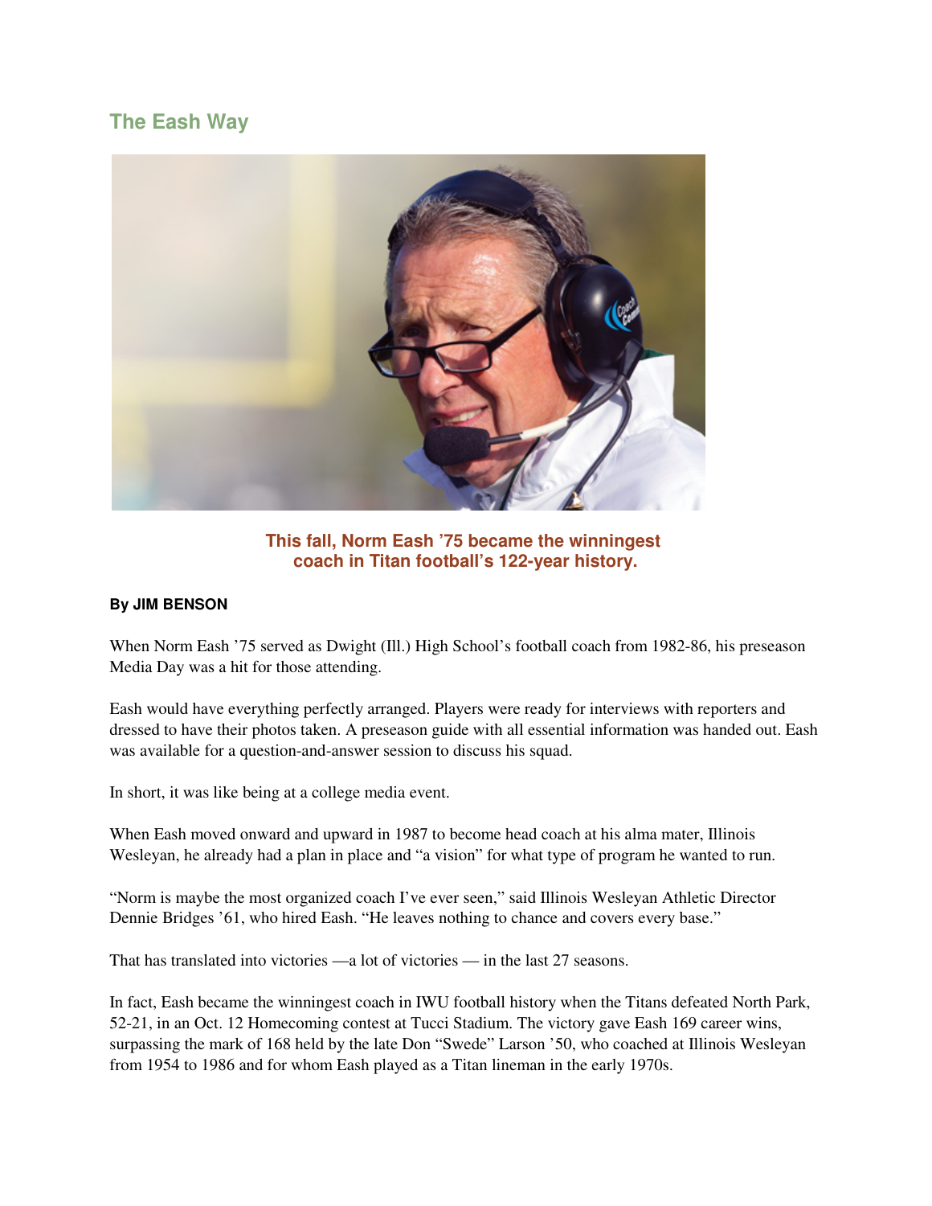## The Eash Way

**This fall, Norm Eash '75 became the winningest coach in Titan football's 122-year history.**

**By JIM BENSON**

When Norm Eash '75 served as Dwight (Ill.) High School's football coach from 1982-86, his preseason Media Day was a hit for those attending.

Eash would have everything perfectly arranged. Players were ready for interviews with reporters and dressed to have their photos taken. A preseason guide with all essential information was handed out. Eash was available for a question-and-answer session to discuss his squad.

In short, it was like being at a college media event.

When Eash moved onward and upward in 1987 to become head coach at his alma mater, Illinois Wesleyan, he already had a plan in place and "a vision" for what type of program he wanted to run.

"Norm is maybe the most organized coach I've ever seen," said Illinois Wesleyan Athletic Director Dennie Bridges '61, who hired Eash. "He leaves nothing to chance and covers every base."

That has translated into victories —a lot of victories — in the last 27 seasons.

In fact, Eash became the winningest coach in IWU football history when the Titans defeated North Park, 52-21, in an Oct. 12 Homecoming contest at Tucci Stadium. The victory gave Eash 169 career wins, surpassing the mark of 168 held by the late Don "Swede" Larson '50, who coached at Illinois Wesleyan from 1954 to 1986 and for whom Eash played as a Titan lineman in the early 1970s.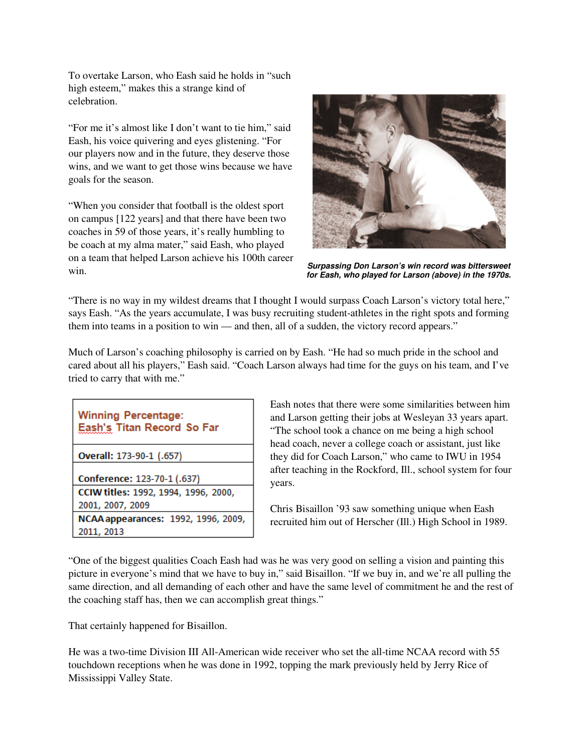To overtake Larson, who Eash said he holds in "such high esteem," makes this a strange kind of celebration.

"For me it's almost like I don't want to tie him," said Eash, his voice quivering and eyes glistening. "For our players now and in the future, they deserve those wins, and we want to get those wins because we have goals for the season.

"When you consider that football is the oldest sport on campus [122 years] and that there have been two coaches in 59 of those years, it's really humbling to be coach at my alma mater," said Eash, who played on a team that helped Larson achieve his 100th career win.

***Surpassing Don Larson's win record was bittersweet for Eash, who played for Larson (above) in the 1970s.***

"There is no way in my wildest dreams that I thought I would surpass Coach Larson's victory total here," says Eash. "As the years accumulate, I was busy recruiting student-athletes in the right spots and forming them into teams in a position to win — and then, all of a sudden, the victory record appears."

Much of Larson's coaching philosophy is carried on by Eash. "He had so much pride in the school and cared about all his players," Eash said. "Coach Larson always had time for the guys on his team, and I've tried to carry that with me."

| Winning Percentage: Eash's Titan Record So Far |
|---|
| **Overall:** 173-90-1 (.657) |
| **Conference:** 123-70-1 (.637) |
| **CCIW titles:** 1992, 1994, 1996, 2000, 2001, 2007, 2009 |
| **NCAA appearances:** 1992, 1996, 2009, 2011, 2013 |

Eash notes that there were some similarities between him and Larson getting their jobs at Wesleyan 33 years apart. "The school took a chance on me being a high school head coach, never a college coach or assistant, just like they did for Coach Larson," who came to IWU in 1954 after teaching in the Rockford, Ill., school system for four years.

Chris Bisaillon '93 saw something unique when Eash recruited him out of Herscher (Ill.) High School in 1989.

"One of the biggest qualities Coach Eash had was he was very good on selling a vision and painting this picture in everyone's mind that we have to buy in," said Bisaillon. "If we buy in, and we're all pulling the same direction, and all demanding of each other and have the same level of commitment he and the rest of the coaching staff has, then we can accomplish great things."

That certainly happened for Bisaillon.

He was a two-time Division III All-American wide receiver who set the all-time NCAA record with 55 touchdown receptions when he was done in 1992, topping the mark previously held by Jerry Rice of Mississippi Valley State.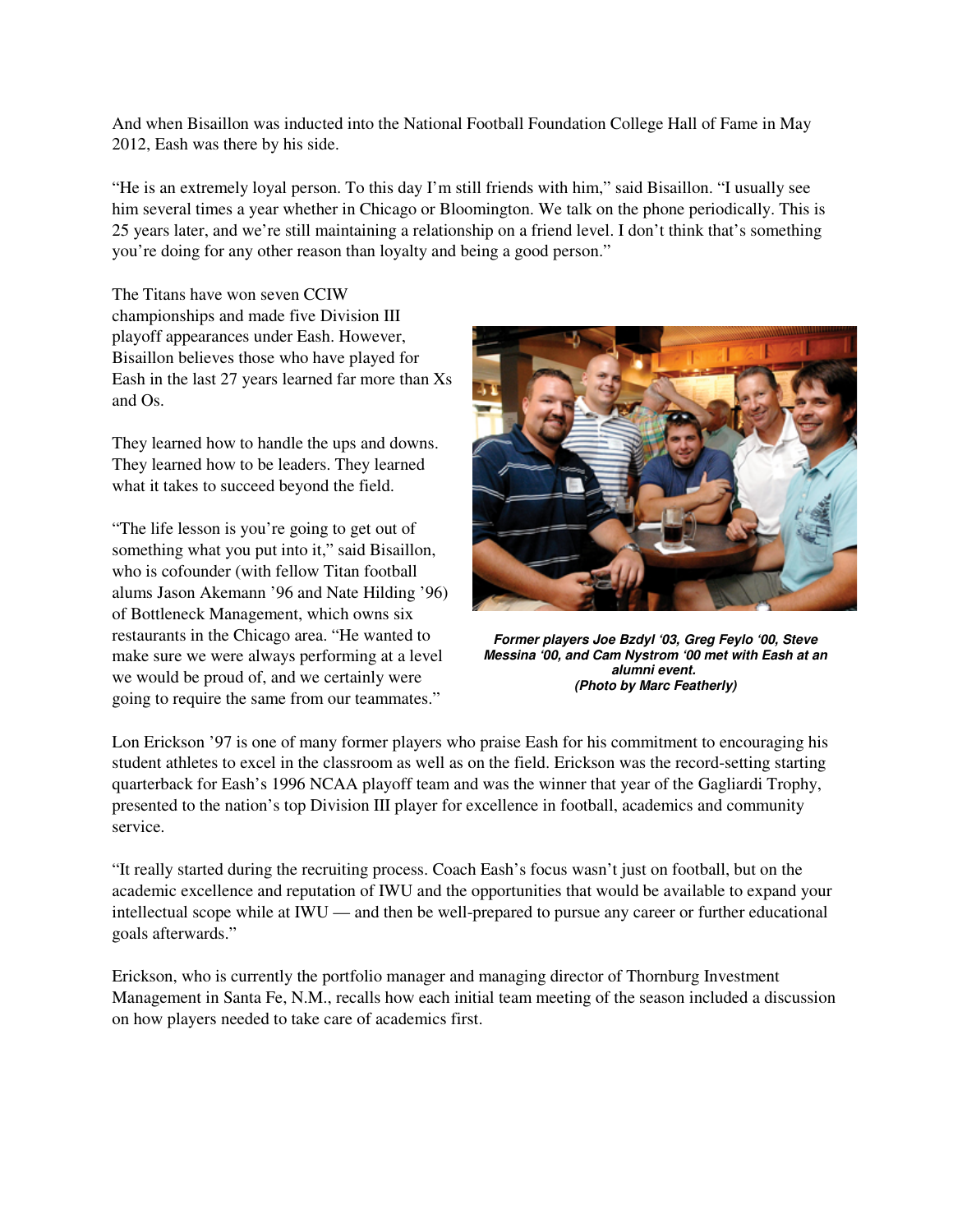And when Bisaillon was inducted into the National Football Foundation College Hall of Fame in May 2012, Eash was there by his side.

"He is an extremely loyal person. To this day I'm still friends with him," said Bisaillon. "I usually see him several times a year whether in Chicago or Bloomington. We talk on the phone periodically. This is 25 years later, and we're still maintaining a relationship on a friend level. I don't think that's something you're doing for any other reason than loyalty and being a good person."

The Titans have won seven CCIW championships and made five Division III playoff appearances under Eash. However, Bisaillon believes those who have played for Eash in the last 27 years learned far more than Xs and Os.

They learned how to handle the ups and downs. They learned how to be leaders. They learned what it takes to succeed beyond the field.

"The life lesson is you're going to get out of something what you put into it," said Bisaillon, who is cofounder (with fellow Titan football alums Jason Akemann '96 and Nate Hilding '96) of Bottleneck Management, which owns six restaurants in the Chicago area. "He wanted to make sure we were always performing at a level we would be proud of, and we certainly were going to require the same from our teammates."

***Former players Joe Bzdyl '03, Greg Feylo '00, Steve Messina '00, and Cam Nystrom '00 met with Eash at an alumni event. (Photo by Marc Featherly)***

Lon Erickson '97 is one of many former players who praise Eash for his commitment to encouraging his student athletes to excel in the classroom as well as on the field. Erickson was the record-setting starting quarterback for Eash's 1996 NCAA playoff team and was the winner that year of the Gagliardi Trophy, presented to the nation's top Division III player for excellence in football, academics and community service.

"It really started during the recruiting process. Coach Eash's focus wasn't just on football, but on the academic excellence and reputation of IWU and the opportunities that would be available to expand your intellectual scope while at IWU — and then be well-prepared to pursue any career or further educational goals afterwards."

Erickson, who is currently the portfolio manager and managing director of Thornburg Investment Management in Santa Fe, N.M., recalls how each initial team meeting of the season included a discussion on how players needed to take care of academics first.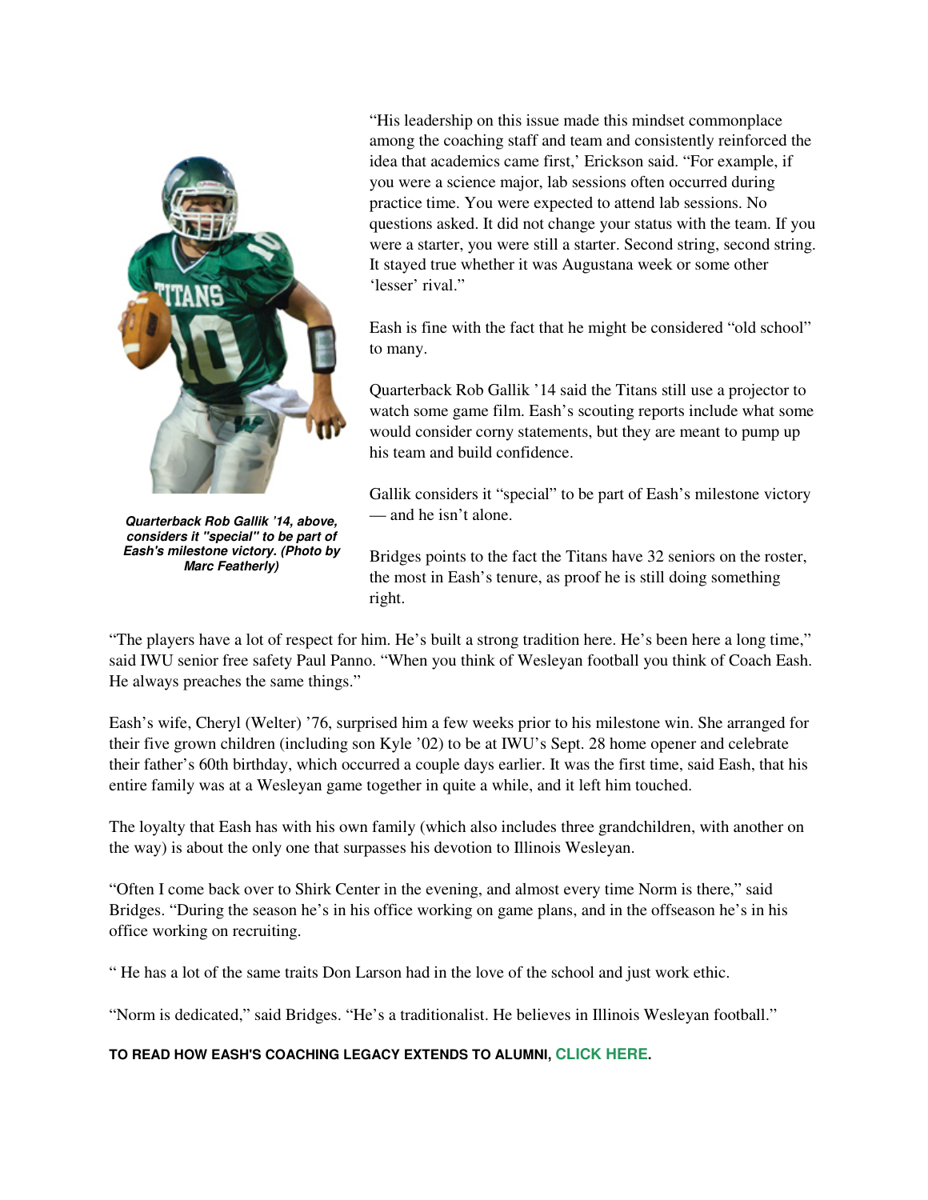*Quarterback Rob Gallik '14, above, considers it "special" to be part of Eash's milestone victory. (Photo by Marc Featherly)*

"His leadership on this issue made this mindset commonplace among the coaching staff and team and consistently reinforced the idea that academics came first,' Erickson said. "For example, if you were a science major, lab sessions often occurred during practice time. You were expected to attend lab sessions. No questions asked. It did not change your status with the team. If you were a starter, you were still a starter. Second string, second string. It stayed true whether it was Augustana week or some other 'lesser' rival."

Eash is fine with the fact that he might be considered "old school" to many.

Quarterback Rob Gallik '14 said the Titans still use a projector to watch some game film. Eash's scouting reports include what some would consider corny statements, but they are meant to pump up his team and build confidence.

Gallik considers it "special" to be part of Eash's milestone victory — and he isn't alone.

Bridges points to the fact the Titans have 32 seniors on the roster, the most in Eash's tenure, as proof he is still doing something right.

"The players have a lot of respect for him. He's built a strong tradition here. He's been here a long time," said IWU senior free safety Paul Panno. "When you think of Wesleyan football you think of Coach Eash. He always preaches the same things."

Eash's wife, Cheryl (Welter) '76, surprised him a few weeks prior to his milestone win. She arranged for their five grown children (including son Kyle '02) to be at IWU's Sept. 28 home opener and celebrate their father's 60th birthday, which occurred a couple days earlier. It was the first time, said Eash, that his entire family was at a Wesleyan game together in quite a while, and it left him touched.

The loyalty that Eash has with his own family (which also includes three grandchildren, with another on the way) is about the only one that surpasses his devotion to Illinois Wesleyan.

"Often I come back over to Shirk Center in the evening, and almost every time Norm is there," said Bridges. "During the season he's in his office working on game plans, and in the offseason he's in his office working on recruiting.

" He has a lot of the same traits Don Larson had in the love of the school and just work ethic.

"Norm is dedicated," said Bridges. "He's a traditionalist. He believes in Illinois Wesleyan football."

**TO READ HOW EASH'S COACHING LEGACY EXTENDS TO ALUMNI, CLICK HERE.**